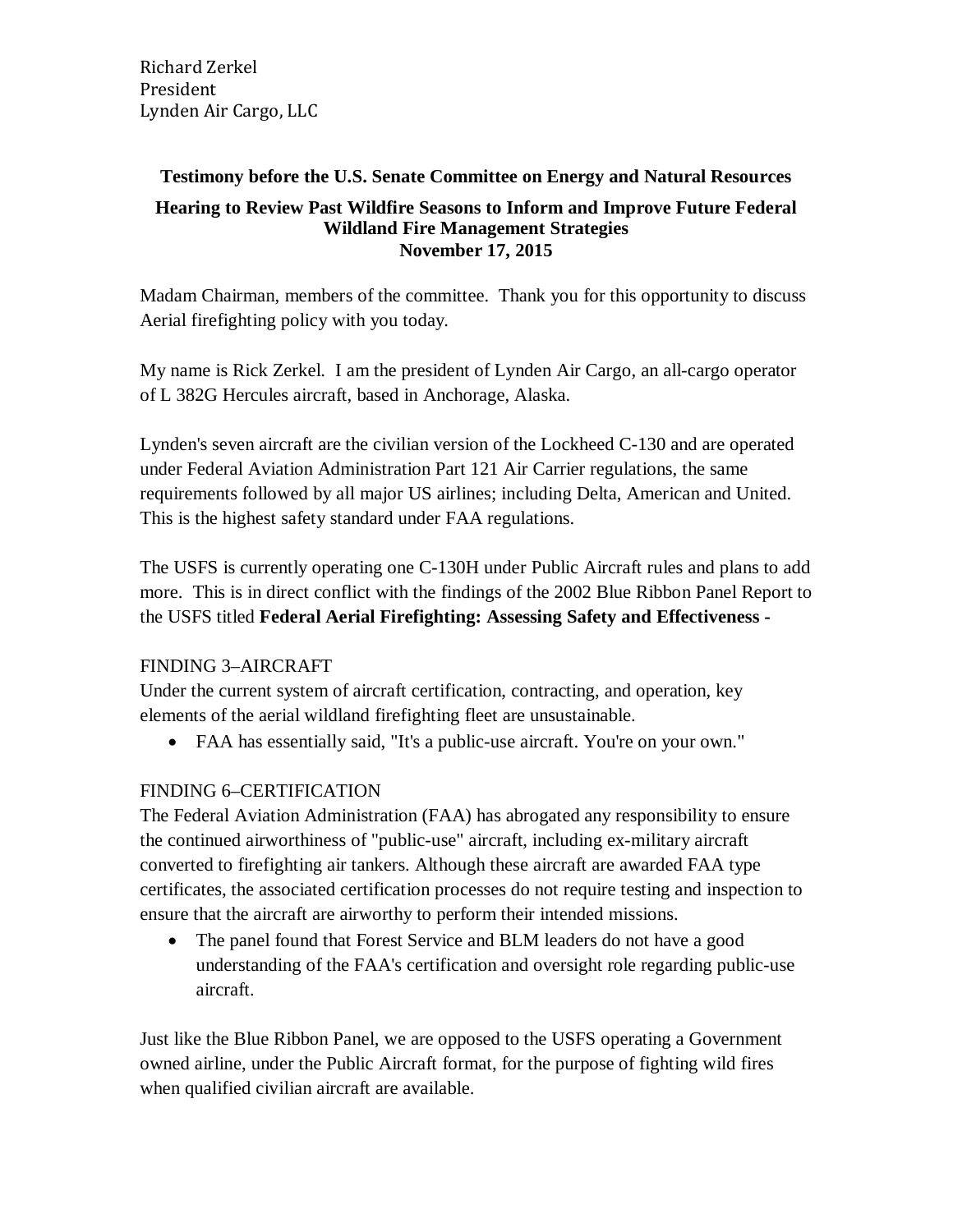Richard Zerkel
President
Lynden Air Cargo, LLC

**Testimony before the U.S. Senate Committee on Energy and Natural Resources**

**Hearing to Review Past Wildfire Seasons to Inform and Improve Future Federal Wildland Fire Management Strategies**
**November 17, 2015**

Madam Chairman, members of the committee. Thank you for this opportunity to discuss Aerial firefighting policy with you today.

My name is Rick Zerkel. I am the president of Lynden Air Cargo, an all-cargo operator of L 382G Hercules aircraft, based in Anchorage, Alaska.

Lynden's seven aircraft are the civilian version of the Lockheed C-130 and are operated under Federal Aviation Administration Part 121 Air Carrier regulations, the same requirements followed by all major US airlines; including Delta, American and United. This is the highest safety standard under FAA regulations.

The USFS is currently operating one C-130H under Public Aircraft rules and plans to add more. This is in direct conflict with the findings of the 2002 Blue Ribbon Panel Report to the USFS titled **Federal Aerial Firefighting: Assessing Safety and Effectiveness -**

FINDING 3–AIRCRAFT
Under the current system of aircraft certification, contracting, and operation, key elements of the aerial wildland firefighting fleet are unsustainable.

- FAA has essentially said, "It's a public-use aircraft. You're on your own."

FINDING 6–CERTIFICATION
The Federal Aviation Administration (FAA) has abrogated any responsibility to ensure the continued airworthiness of "public-use" aircraft, including ex-military aircraft converted to firefighting air tankers. Although these aircraft are awarded FAA type certificates, the associated certification processes do not require testing and inspection to ensure that the aircraft are airworthy to perform their intended missions.

- The panel found that Forest Service and BLM leaders do not have a good understanding of the FAA's certification and oversight role regarding public-use aircraft.

Just like the Blue Ribbon Panel, we are opposed to the USFS operating a Government owned airline, under the Public Aircraft format, for the purpose of fighting wild fires when qualified civilian aircraft are available.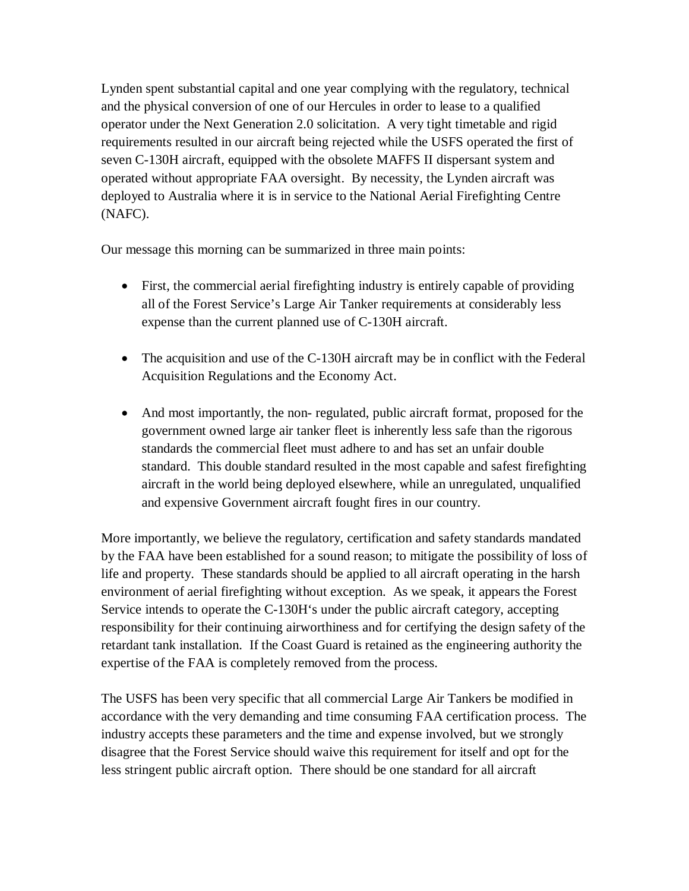Lynden spent substantial capital and one year complying with the regulatory, technical and the physical conversion of one of our Hercules in order to lease to a qualified operator under the Next Generation 2.0 solicitation. A very tight timetable and rigid requirements resulted in our aircraft being rejected while the USFS operated the first of seven C-130H aircraft, equipped with the obsolete MAFFS II dispersant system and operated without appropriate FAA oversight. By necessity, the Lynden aircraft was deployed to Australia where it is in service to the National Aerial Firefighting Centre (NAFC).

Our message this morning can be summarized in three main points:

- First, the commercial aerial firefighting industry is entirely capable of providing all of the Forest Service's Large Air Tanker requirements at considerably less expense than the current planned use of C-130H aircraft.

- The acquisition and use of the C-130H aircraft may be in conflict with the Federal Acquisition Regulations and the Economy Act.

- And most importantly, the non- regulated, public aircraft format, proposed for the government owned large air tanker fleet is inherently less safe than the rigorous standards the commercial fleet must adhere to and has set an unfair double standard. This double standard resulted in the most capable and safest firefighting aircraft in the world being deployed elsewhere, while an unregulated, unqualified and expensive Government aircraft fought fires in our country.

More importantly, we believe the regulatory, certification and safety standards mandated by the FAA have been established for a sound reason; to mitigate the possibility of loss of life and property. These standards should be applied to all aircraft operating in the harsh environment of aerial firefighting without exception. As we speak, it appears the Forest Service intends to operate the C-130H's under the public aircraft category, accepting responsibility for their continuing airworthiness and for certifying the design safety of the retardant tank installation. If the Coast Guard is retained as the engineering authority the expertise of the FAA is completely removed from the process.

The USFS has been very specific that all commercial Large Air Tankers be modified in accordance with the very demanding and time consuming FAA certification process. The industry accepts these parameters and the time and expense involved, but we strongly disagree that the Forest Service should waive this requirement for itself and opt for the less stringent public aircraft option. There should be one standard for all aircraft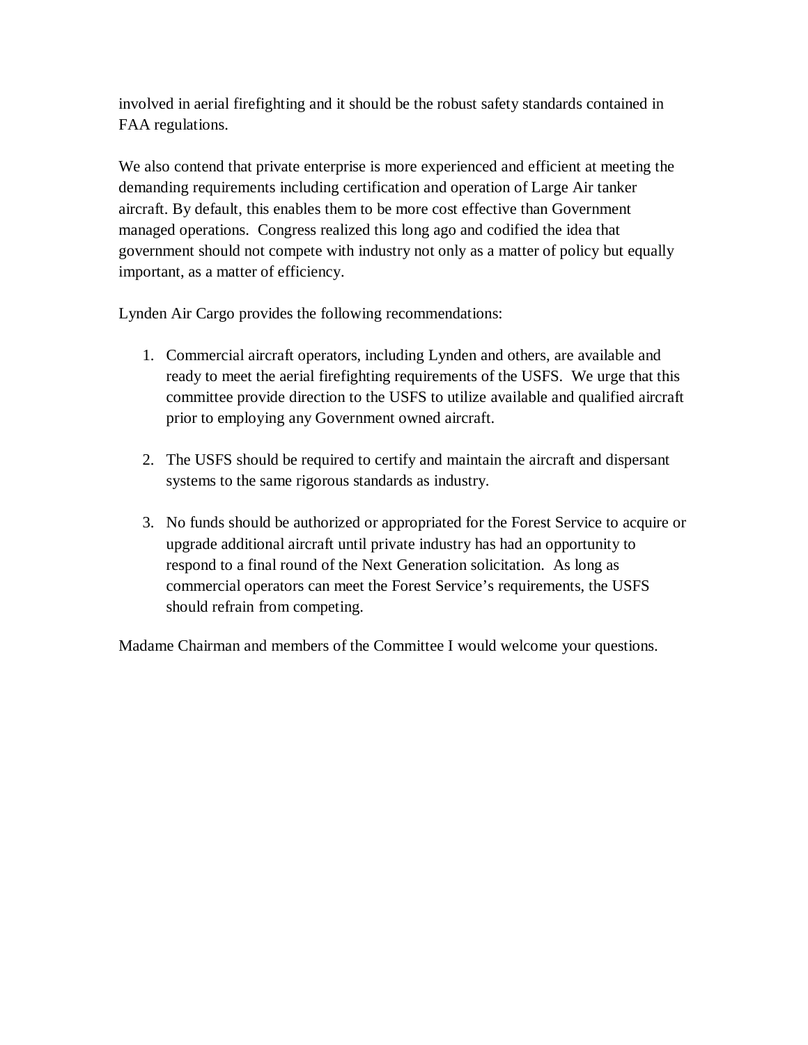involved in aerial firefighting and it should be the robust safety standards contained in FAA regulations.

We also contend that private enterprise is more experienced and efficient at meeting the demanding requirements including certification and operation of Large Air tanker aircraft. By default, this enables them to be more cost effective than Government managed operations. Congress realized this long ago and codified the idea that government should not compete with industry not only as a matter of policy but equally important, as a matter of efficiency.

Lynden Air Cargo provides the following recommendations:

1. Commercial aircraft operators, including Lynden and others, are available and ready to meet the aerial firefighting requirements of the USFS. We urge that this committee provide direction to the USFS to utilize available and qualified aircraft prior to employing any Government owned aircraft.

2. The USFS should be required to certify and maintain the aircraft and dispersant systems to the same rigorous standards as industry.

3. No funds should be authorized or appropriated for the Forest Service to acquire or upgrade additional aircraft until private industry has had an opportunity to respond to a final round of the Next Generation solicitation. As long as commercial operators can meet the Forest Service's requirements, the USFS should refrain from competing.

Madame Chairman and members of the Committee I would welcome your questions.